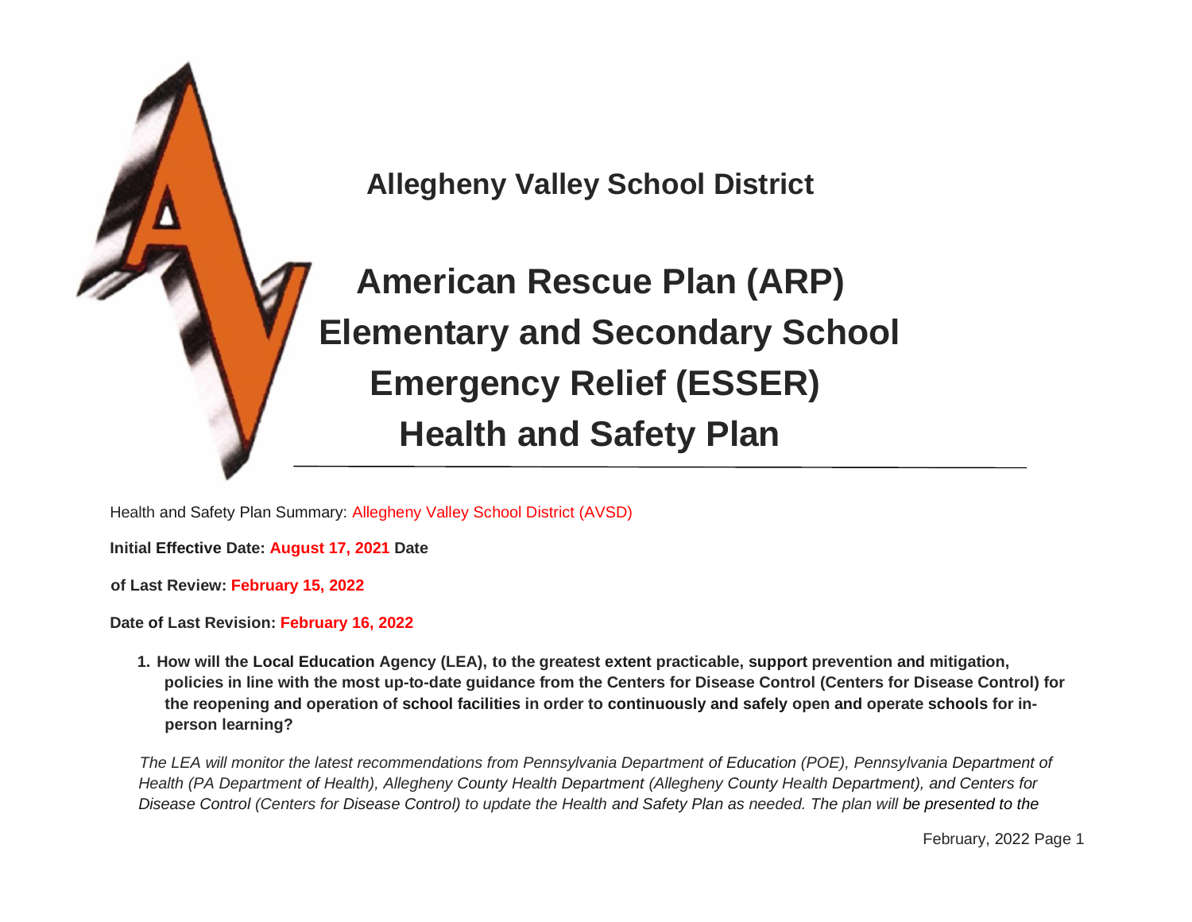## Allegheny Valley School District

# American Rescue Plan (ARP) Elementary and Secondary School Emergency Relief (ESSER) Health and Safety Plan

Health and Safety Plan Summary: Allegheny Valley School District (AVSD)

**Initial Effective Date: August 17, 2021**

**Date of Last Review: February 15, 2022**

**Date of Last Revision: February 16, 2022**

1. **How will the Local Education Agency (LEA), to the greatest extent practicable, support prevention and mitigation, policies in line with the most up-to-date guidance from the Centers for Disease Control (Centers for Disease Control) for the reopening and operation of school facilities in order to continuously and safely open and operate schools for in-person learning?**

*The LEA will monitor the latest recommendations from Pennsylvania Department of Education (POE), Pennsylvania Department of Health (PA Department of Health), Allegheny County Health Department (Allegheny County Health Department), and Centers for Disease Control (Centers for Disease Control) to update the Health and Safety Plan as needed. The plan will be presented to the*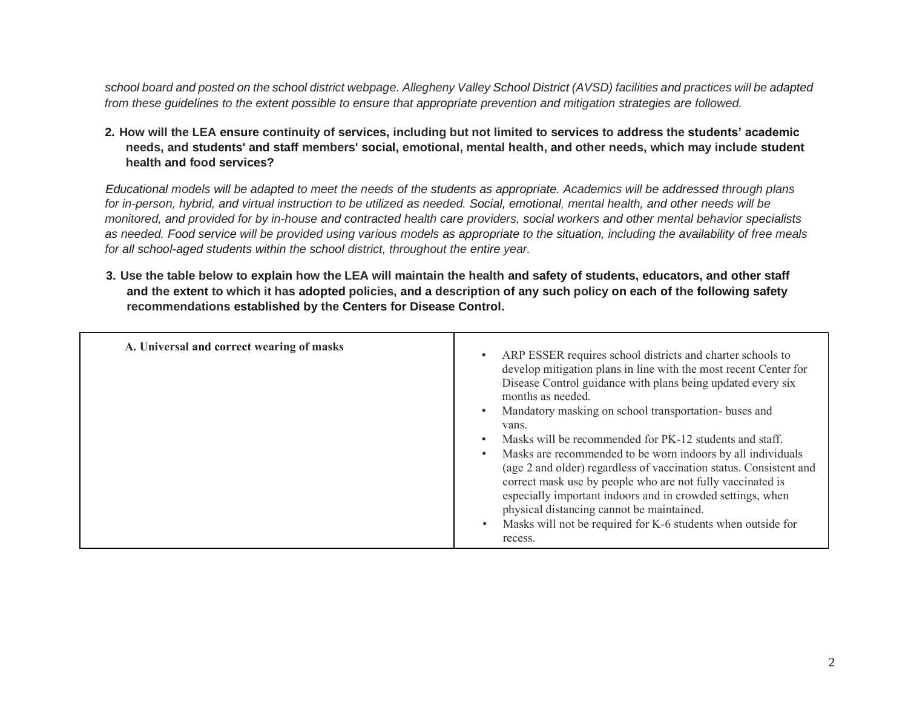*school board and posted on the school district webpage. Allegheny Valley School District (AVSD) facilities and practices will be adapted from these guidelines to the extent possible to ensure that appropriate prevention and mitigation strategies are followed.*

**2. How will the LEA ensure continuity of services, including but not limited to services to address the students' academic needs, and students' and staff members' social, emotional, mental health, and other needs, which may include student health and food services?**

*Educational models will be adapted to meet the needs of the students as appropriate. Academics will be addressed through plans for in-person, hybrid, and virtual instruction to be utilized as needed. Social, emotional, mental health, and other needs will be monitored, and provided for by in-house and contracted health care providers, social workers and other mental behavior specialists as needed. Food service will be provided using various models as appropriate to the situation, including the availability of free meals for all school-aged students within the school district, throughout the entire year.*

**3. Use the table below to explain how the LEA will maintain the health and safety of students, educators, and other staff and the extent to which it has adopted policies, and a description of any such policy on each of the following safety recommendations established by the Centers for Disease Control.**

| | |
|---|---|
| **A. Universal and correct wearing of masks** | • ARP ESSER requires school districts and charter schools to develop mitigation plans in line with the most recent Center for Disease Control guidance with plans being updated every six months as needed.<br>• Mandatory masking on school transportation- buses and vans.<br>• Masks will be recommended for PK-12 students and staff.<br>• Masks are recommended to be worn indoors by all individuals (age 2 and older) regardless of vaccination status. Consistent and correct mask use by people who are not fully vaccinated is especially important indoors and in crowded settings, when physical distancing cannot be maintained.<br>• Masks will not be required for K-6 students when outside for recess. |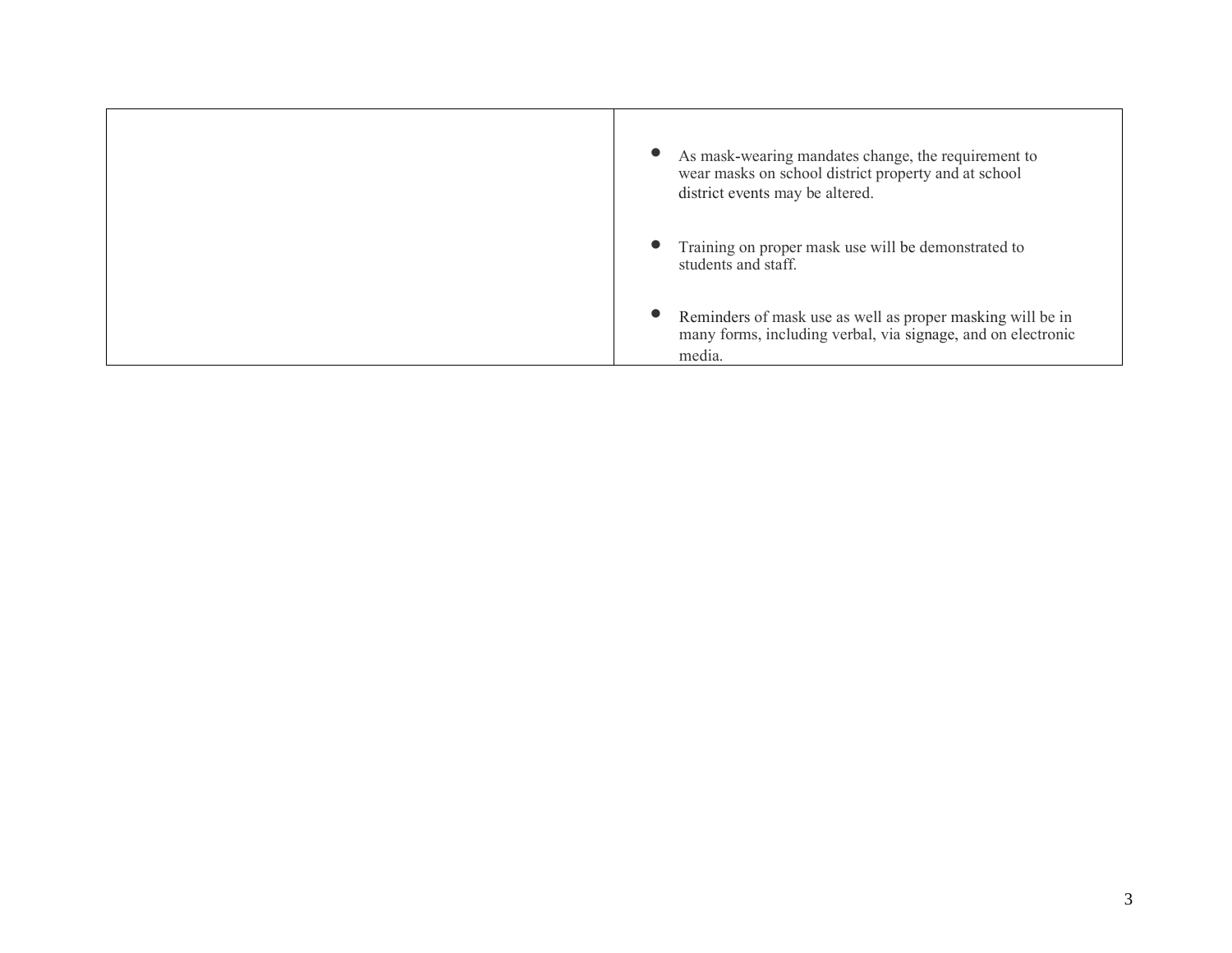| | |
|---|---|
| | • As mask-wearing mandates change, the requirement to wear masks on school district property and at school district events may be altered.<br><br>• Training on proper mask use will be demonstrated to students and staff.<br><br>• Reminders of mask use as well as proper masking will be in many forms, including verbal, via signage, and on electronic media. |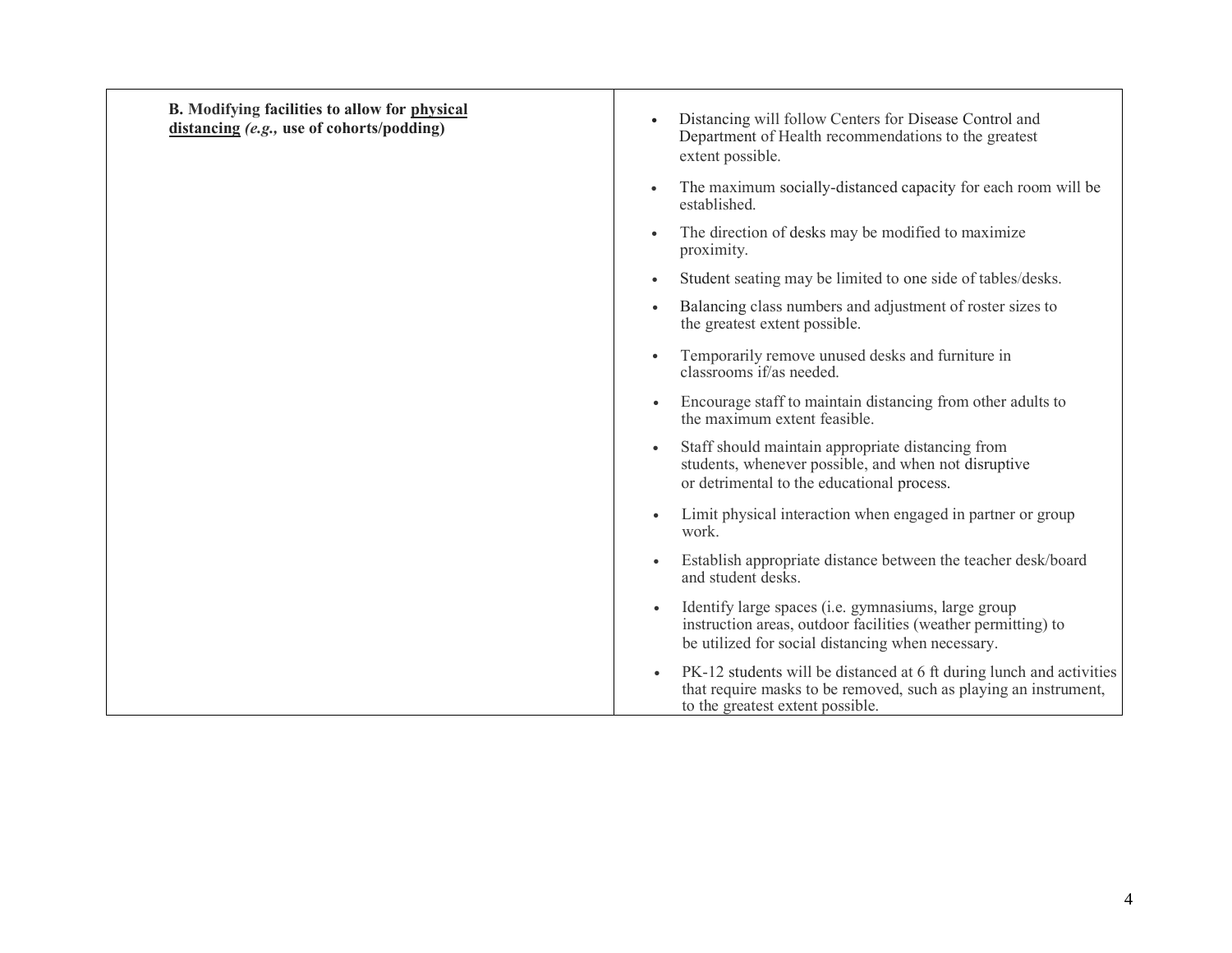| **B. Modifying facilities to allow for physical distancing** ***(e.g.,*** **use of cohorts/podding)** | <ul><li>Distancing will follow Centers for Disease Control and Department of Health recommendations to the greatest extent possible.</li><li>The maximum socially-distanced capacity for each room will be established.</li><li>The direction of desks may be modified to maximize proximity.</li><li>Student seating may be limited to one side of tables/desks.</li><li>Balancing class numbers and adjustment of roster sizes to the greatest extent possible.</li><li>Temporarily remove unused desks and furniture in classrooms if/as needed.</li><li>Encourage staff to maintain distancing from other adults to the maximum extent feasible.</li><li>Staff should maintain appropriate distancing from students, whenever possible, and when not disruptive or detrimental to the educational process.</li><li>Limit physical interaction when engaged in partner or group work.</li><li>Establish appropriate distance between the teacher desk/board and student desks.</li><li>Identify large spaces (i.e. gymnasiums, large group instruction areas, outdoor facilities (weather permitting) to be utilized for social distancing when necessary.</li><li>PK-12 students will be distanced at 6 ft during lunch and activities that require masks to be removed, such as playing an instrument, to the greatest extent possible.</li></ul> |
|---|---|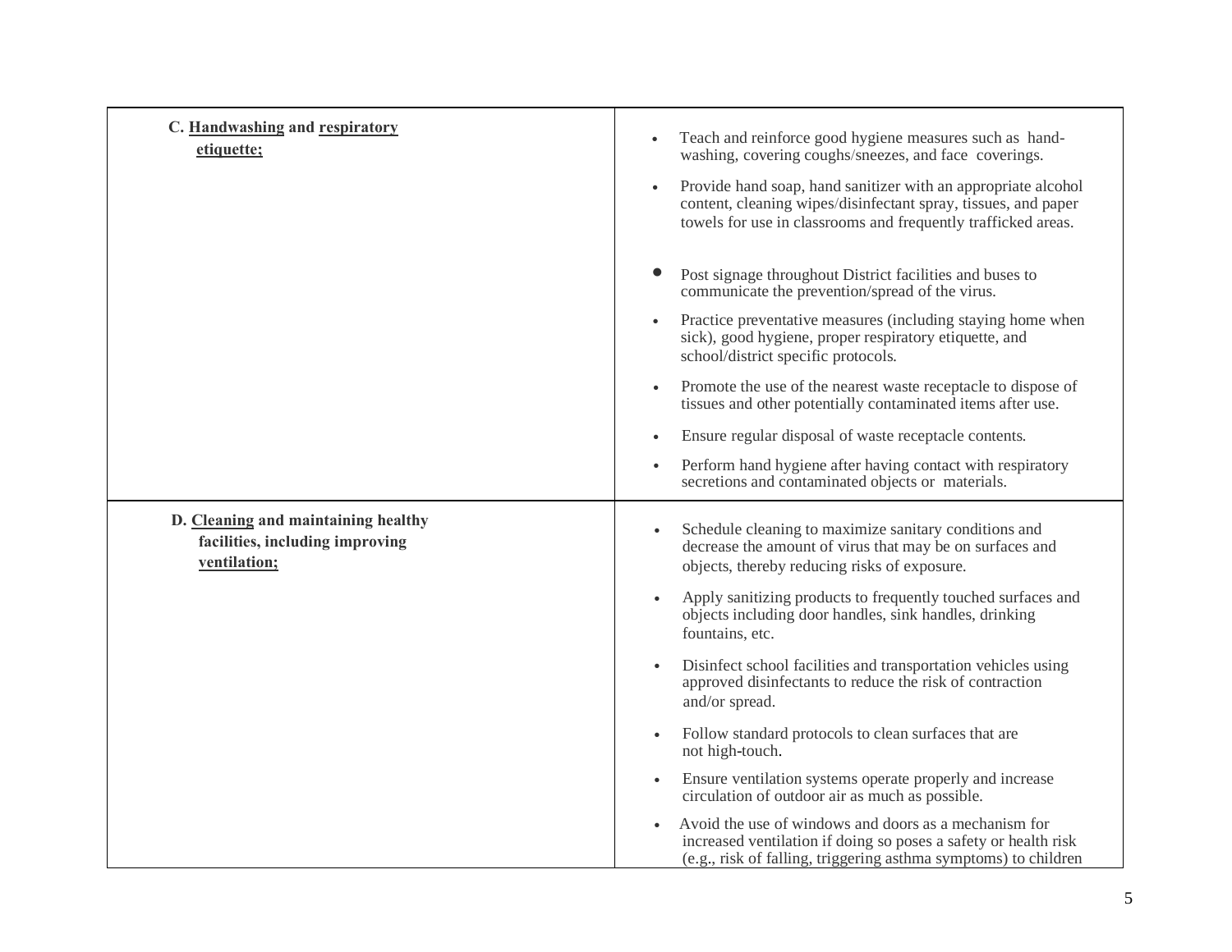| | |
|---|---|
| C. **Handwashing** and **respiratory etiquette;** | • Teach and reinforce good hygiene measures such as hand-washing, covering coughs/sneezes, and face coverings.<br>• Provide hand soap, hand sanitizer with an appropriate alcohol content, cleaning wipes/disinfectant spray, tissues, and paper towels for use in classrooms and frequently trafficked areas.<br>• Post signage throughout District facilities and buses to communicate the prevention/spread of the virus.<br>• Practice preventative measures (including staying home when sick), good hygiene, proper respiratory etiquette, and school/district specific protocols.<br>• Promote the use of the nearest waste receptacle to dispose of tissues and other potentially contaminated items after use.<br>• Ensure regular disposal of waste receptacle contents.<br>• Perform hand hygiene after having contact with respiratory secretions and contaminated objects or materials. |
| D. **Cleaning** and maintaining healthy facilities, including improving **ventilation;** | • Schedule cleaning to maximize sanitary conditions and decrease the amount of virus that may be on surfaces and objects, thereby reducing risks of exposure.<br>• Apply sanitizing products to frequently touched surfaces and objects including door handles, sink handles, drinking fountains, etc.<br>• Disinfect school facilities and transportation vehicles using approved disinfectants to reduce the risk of contraction and/or spread.<br>• Follow standard protocols to clean surfaces that are not high-touch.<br>• Ensure ventilation systems operate properly and increase circulation of outdoor air as much as possible.<br>• Avoid the use of windows and doors as a mechanism for increased ventilation if doing so poses a safety or health risk (e.g., risk of falling, triggering asthma symptoms) to children |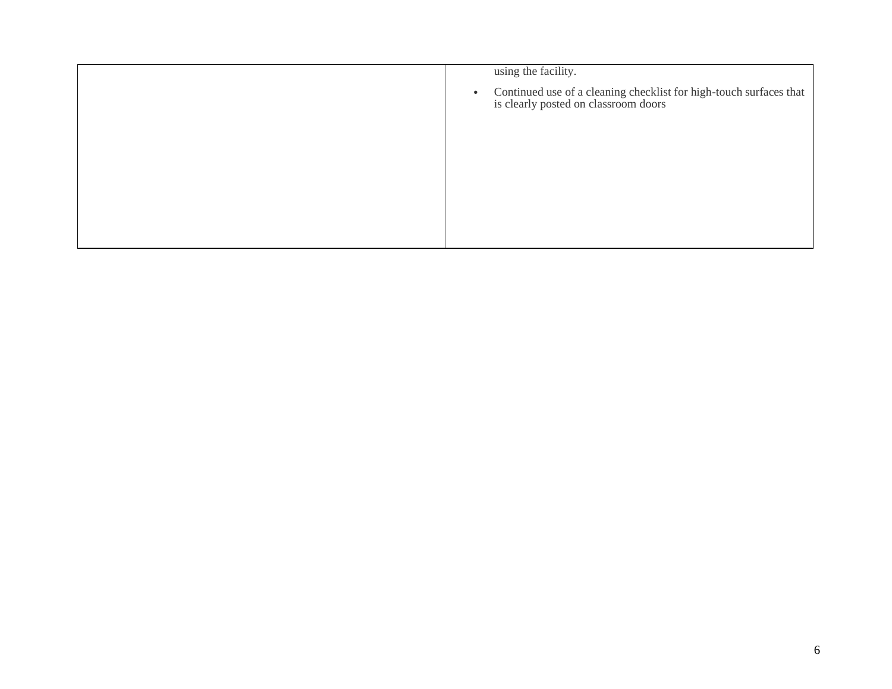| | |
|---|---|
| | using the facility.<br>• Continued use of a cleaning checklist for high-touch surfaces that is clearly posted on classroom doors |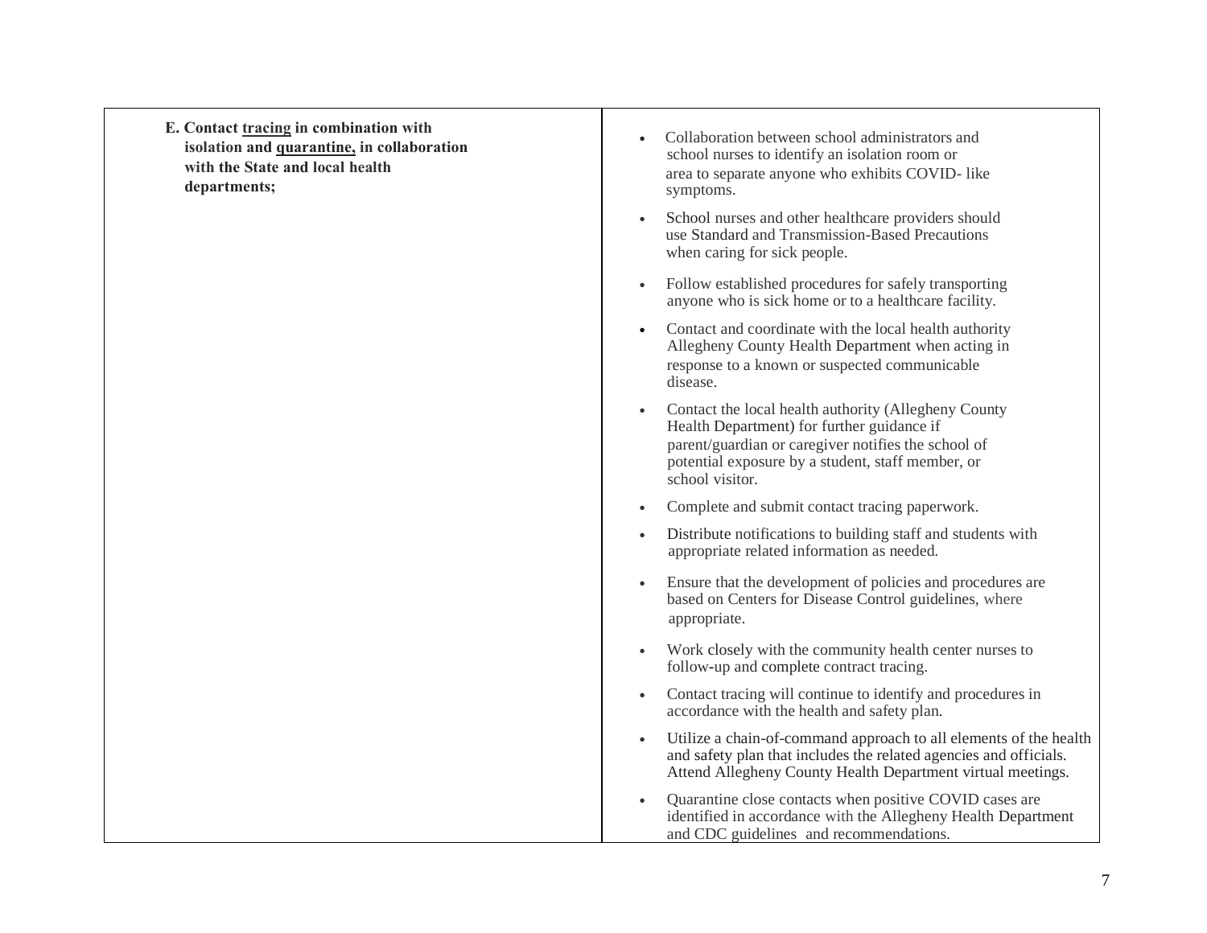| **E. Contact tracing in combination with isolation and quarantine, in collaboration with the State and local health departments;** | <ul><li>Collaboration between school administrators and school nurses to identify an isolation room or area to separate anyone who exhibits COVID- like symptoms.</li><li>School nurses and other healthcare providers should use Standard and Transmission-Based Precautions when caring for sick people.</li><li>Follow established procedures for safely transporting anyone who is sick home or to a healthcare facility.</li><li>Contact and coordinate with the local health authority Allegheny County Health Department when acting in response to a known or suspected communicable disease.</li><li>Contact the local health authority (Allegheny County Health Department) for further guidance if parent/guardian or caregiver notifies the school of potential exposure by a student, staff member, or school visitor.</li><li>Complete and submit contact tracing paperwork.</li><li>Distribute notifications to building staff and students with appropriate related information as needed.</li><li>Ensure that the development of policies and procedures are based on Centers for Disease Control guidelines, where appropriate.</li><li>Work closely with the community health center nurses to follow-up and complete contract tracing.</li><li>Contact tracing will continue to identify and procedures in accordance with the health and safety plan.</li><li>Utilize a chain-of-command approach to all elements of the health and safety plan that includes the related agencies and officials. Attend Allegheny County Health Department virtual meetings.</li><li>Quarantine close contacts when positive COVID cases are identified in accordance with the Allegheny Health Department and CDC guidelines and recommendations.</li></ul> |
|---|---|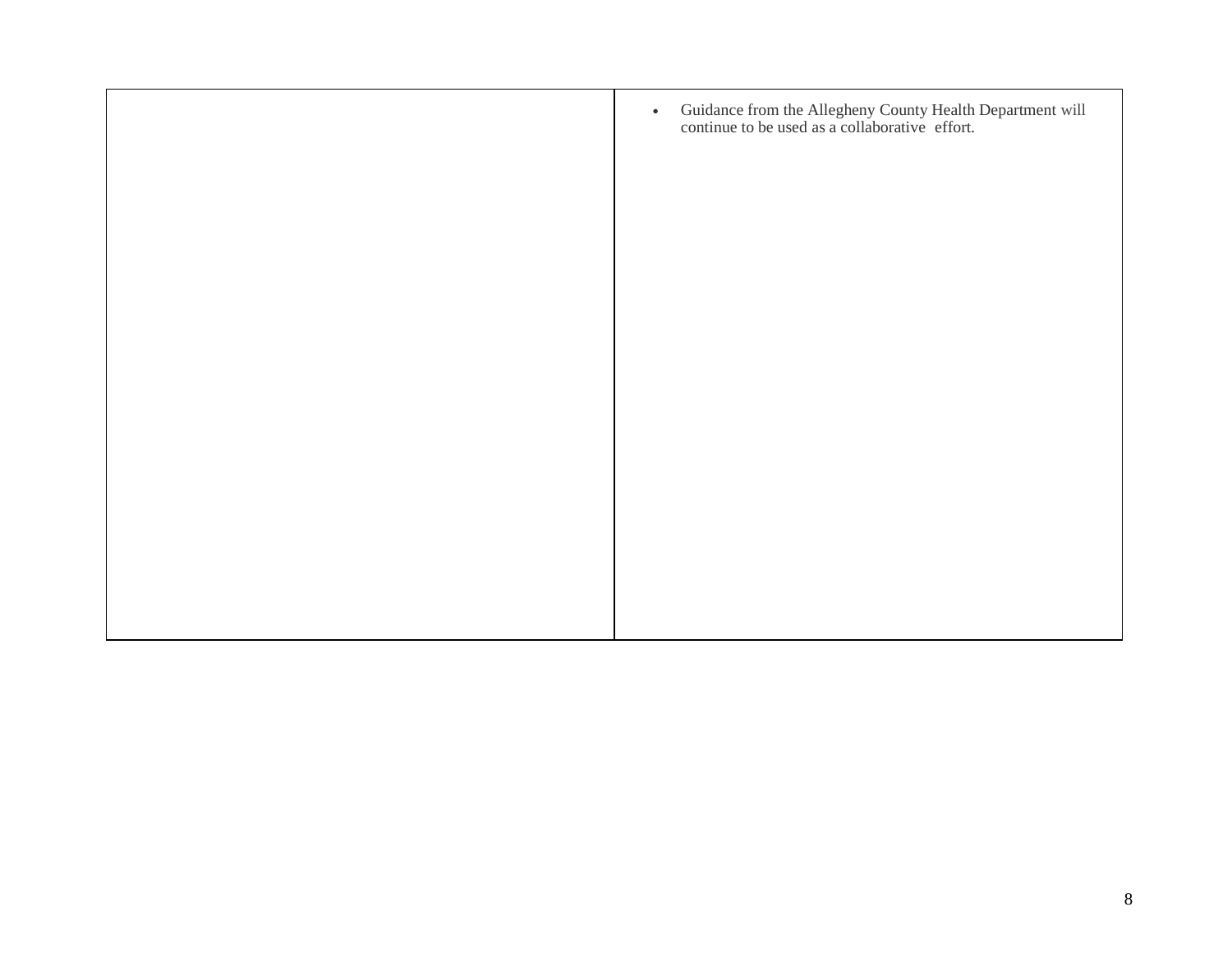| | |
|---|---|
| | • Guidance from the Allegheny County Health Department will continue to be used as a collaborative effort. |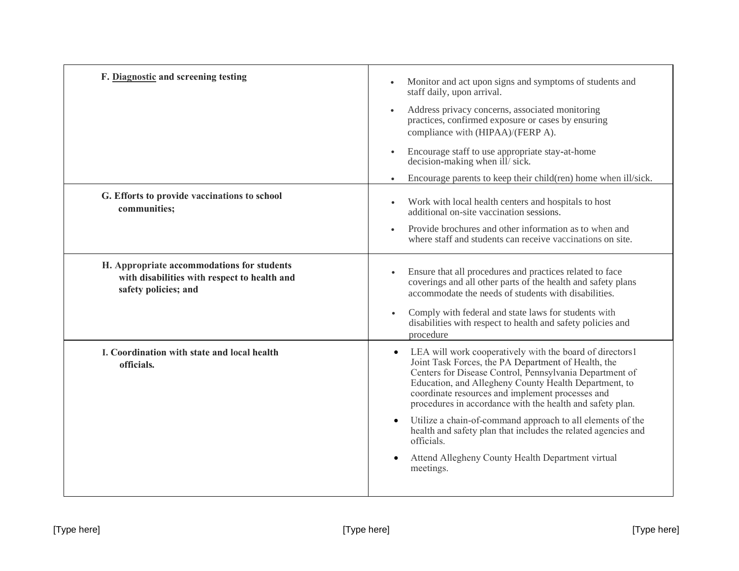| F. Diagnostic and screening testing | • Monitor and act upon signs and symptoms of students and staff daily, upon arrival.<br>• Address privacy concerns, associated monitoring practices, confirmed exposure or cases by ensuring compliance with (HIPAA)/(FERP A).<br>• Encourage staff to use appropriate stay-at-home decision-making when ill/ sick.<br>• Encourage parents to keep their child(ren) home when ill/sick. |
|---|---|
| **G. Efforts to provide vaccinations to school communities;** | • Work with local health centers and hospitals to host additional on-site vaccination sessions.<br>• Provide brochures and other information as to when and where staff and students can receive vaccinations on site. |
| **H. Appropriate accommodations for students with disabilities with respect to health and safety policies; and** | • Ensure that all procedures and practices related to face coverings and all other parts of the health and safety plans accommodate the needs of students with disabilities.<br>• Comply with federal and state laws for students with disabilities with respect to health and safety policies and procedure |
| **I. Coordination with state and local health officials.** | • LEA will work cooperatively with the board of directors1 Joint Task Forces, the PA Department of Health, the Centers for Disease Control, Pennsylvania Department of Education, and Allegheny County Health Department, to coordinate resources and implement processes and procedures in accordance with the health and safety plan.<br>• Utilize a chain-of-command approach to all elements of the health and safety plan that includes the related agencies and officials.<br>• Attend Allegheny County Health Department virtual meetings. |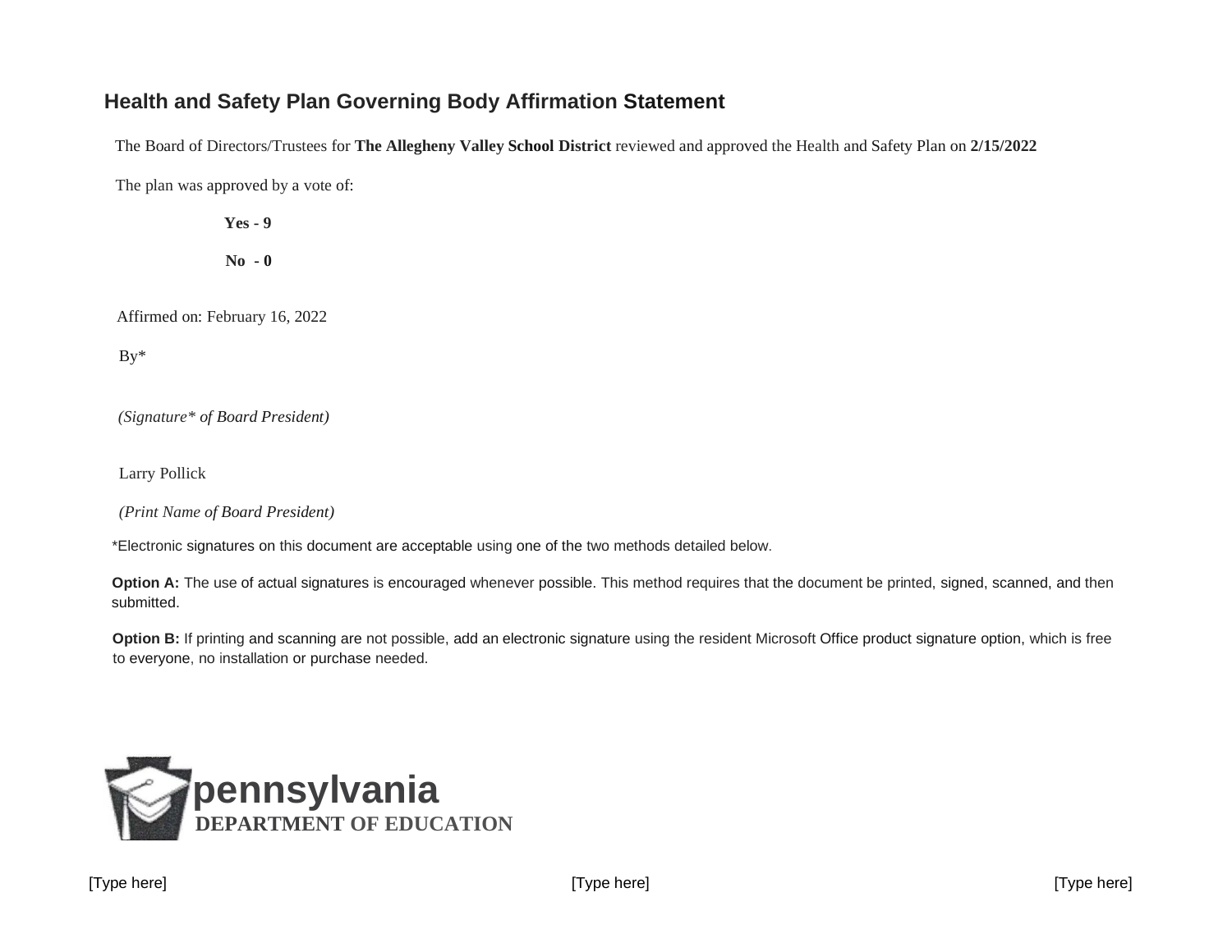## Health and Safety Plan Governing Body Affirmation Statement

The Board of Directors/Trustees for **The Allegheny Valley School District** reviewed and approved the Health and Safety Plan on **2/15/2022**

The plan was approved by a vote of:

**Yes - 9**

**No - 0**

Affirmed on: February 16, 2022

By*

*(Signature* of Board President)*

Larry Pollick

*(Print Name of Board President)*

*Electronic signatures on this document are acceptable using one of the two methods detailed below.

**Option A:** The use of actual signatures is encouraged whenever possible. This method requires that the document be printed, signed, scanned, and then submitted.

**Option B:** If printing and scanning are not possible, add an electronic signature using the resident Microsoft Office product signature option, which is free to everyone, no installation or purchase needed.

**pennsylvania**
**DEPARTMENT OF EDUCATION**

[Type here] [Type here] [Type here]